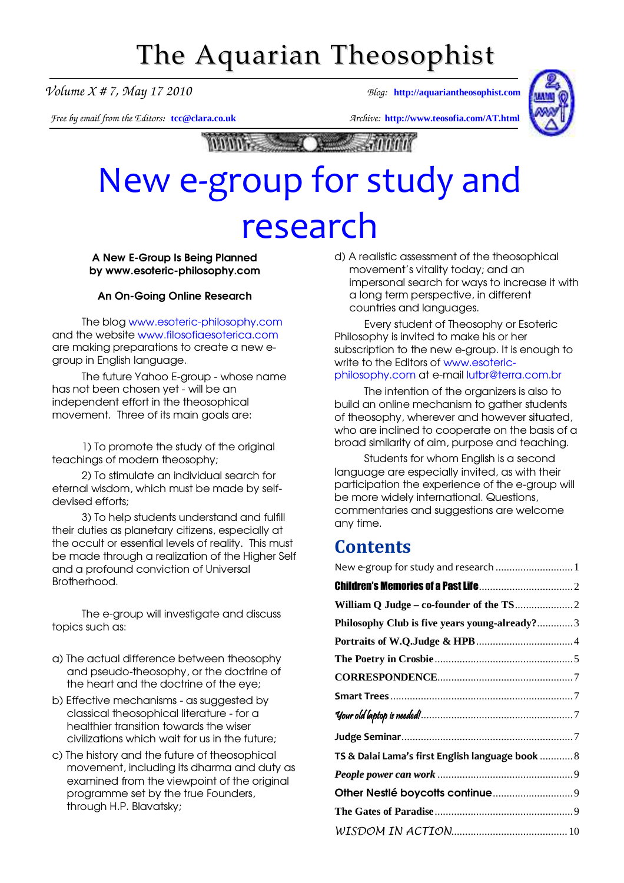# The Aquarian Theosophist

*Volume X # 7, May 17 2010* — *Blog:* **http://aquariantheosophist.com**

*Free by email from the Editors:* **tcc@clara.co.uk** — *Archive:* **http://www.teosofia.com/AT.html**

# New e-group for study and research

**A New E-Group Is Being Planned by www.esoteric-philosophy.com**

**An On-Going Online Research**

The blog www.esoteric-philosophy.com and the website www.filosofiaesoterica.com are making preparations to create a new e-group in English language.

The future Yahoo E-group - whose name has not been chosen yet - will be an independent effort in the theosophical movement. Three of its main goals are:

1) To promote the study of the original teachings of modern theosophy;

2) To stimulate an individual search for eternal wisdom, which must be made by self-devised efforts;

3) To help students understand and fulfill their duties as planetary citizens, especially at the occult or essential levels of reality. This must be made through a realization of the Higher Self and a profound conviction of Universal Brotherhood.

The e-group will investigate and discuss topics such as:

a) The actual difference between theosophy and pseudo-theosophy, or the doctrine of the heart and the doctrine of the eye;

b) Effective mechanisms - as suggested by classical theosophical literature - for a healthier transition towards the wiser civilizations which wait for us in the future;

c) The history and the future of theosophical movement, including its dharma and duty as examined from the viewpoint of the original programme set by the true Founders, through H.P. Blavatsky;

d) A realistic assessment of the theosophical movement's vitality today; and an impersonal search for ways to increase it with a long term perspective, in different countries and languages.

Every student of Theosophy or Esoteric Philosophy is invited to make his or her subscription to the new e-group. It is enough to write to the Editors of www.esoteric-philosophy.com at e-mail lutbr@terra.com.br

The intention of the organizers is also to build an online mechanism to gather students of theosophy, wherever and however situated, who are inclined to cooperate on the basis of a broad similarity of aim, purpose and teaching.

Students for whom English is a second language are especially invited, as with their participation the experience of the e-group will be more widely international. Questions, commentaries and suggestions are welcome any time.

## Contents

- New e-group for study and research ..... 1
- **Children's Memories of a Past Life** ..... 2
- **William Q Judge – co-founder of the TS** ..... 2
- **Philosophy Club is five years young-already?** ..... 3
- **Portraits of W.Q.Judge & HPB** ..... 4
- **The Poetry in Crosbie** ..... 5
- **CORRESPONDENCE** ..... 7
- **Smart Trees** ..... 7
- ***Your old laptop is needed!*** ..... 7
- **Judge Seminar** ..... 7
- **TS & Dalai Lama's first English language book** ..... 8
- ***People power can work*** ..... 9
- **Other Nestlé boycotts continue** ..... 9
- **The Gates of Paradise** ..... 9
- *WISDOM IN ACTION* ..... 10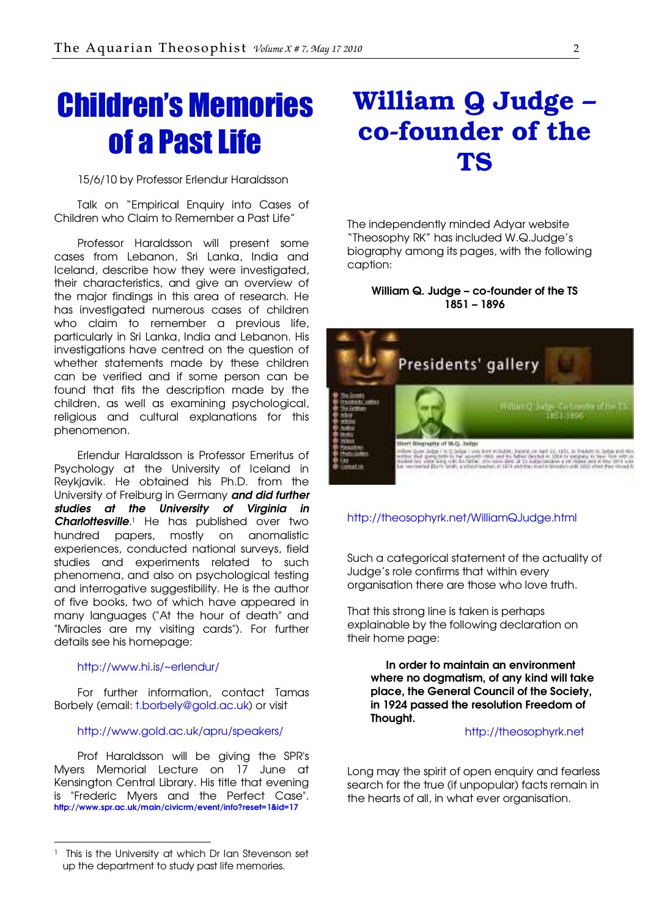# Children's Memories of a Past Life

15/6/10 by Professor Erlendur Haraldsson

Talk on "Empirical Enquiry into Cases of Children who Claim to Remember a Past Life"

Professor Haraldsson will present some cases from Lebanon, Sri Lanka, India and Iceland, describe how they were investigated, their characteristics, and give an overview of the major findings in this area of research. He has investigated numerous cases of children who claim to remember a previous life, particularly in Sri Lanka, India and Lebanon. His investigations have centred on the question of whether statements made by these children can be verified and if some person can be found that fits the description made by the children, as well as examining psychological, religious and cultural explanations for this phenomenon.

Erlendur Haraldsson is Professor Emeritus of Psychology at the University of Iceland in Reykjavik. He obtained his Ph.D. from the University of Freiburg in Germany ***and did further studies at the University of Virginia in Charlottesville***.[1] He has published over two hundred papers, mostly on anomalistic experiences, conducted national surveys, field studies and experiments related to such phenomena, and also on psychological testing and interrogative suggestibility. He is the author of five books, two of which have appeared in many languages ("At the hour of death" and "Miracles are my visiting cards"). For further details see his homepage:

http://www.hi.is/~erlendur/

For further information, contact Tamas Borbely (email: t.borbely@gold.ac.uk) or visit

http://www.gold.ac.uk/apru/speakers/

Prof Haraldsson will be giving the SPR's Myers Memorial Lecture on 17 June at Kensington Central Library. His title that evening is "Frederic Myers and the Perfect Case". http://www.spr.ac.uk/main/civicrm/event/info?reset=1&id=17

[1] This is the University at which Dr Ian Stevenson set up the department to study past life memories.

# William Q Judge – co-founder of the TS

The independently minded Adyar website "Theosophy RK" has included W.Q.Judge's biography among its pages, with the following caption:

**William Q. Judge – co-founder of the TS**
**1851 – 1896**

http://theosophyrk.net/WilliamQJudge.html

Such a categorical statement of the actuality of Judge's role confirms that within every organisation there are those who love truth.

That this strong line is taken is perhaps explainable by the following declaration on their home page:

> **In order to maintain an environment where no dogmatism, of any kind will take place, the General Council of the Society, in 1924 passed the resolution Freedom of Thought.**
>
> http://theosophyrk.net

Long may the spirit of open enquiry and fearless search for the true (if unpopular) facts remain in the hearts of all, in what ever organisation.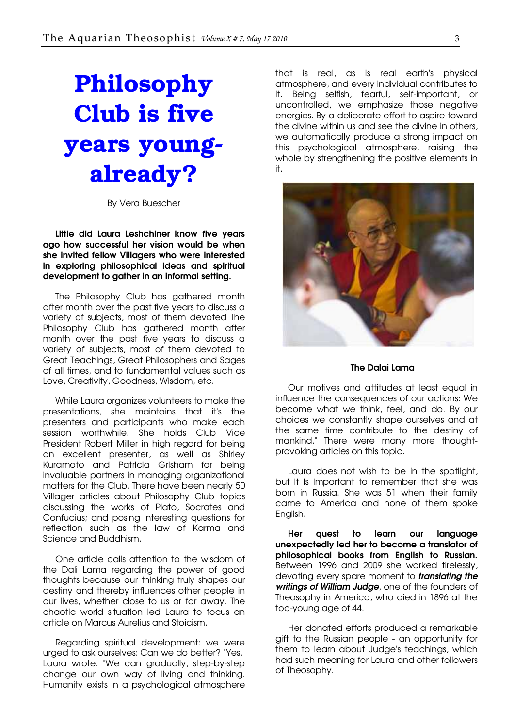# Philosophy Club is five years young-already?

By Vera Buescher

**Little did Laura Leshchiner know five years ago how successful her vision would be when she invited fellow Villagers who were interested in exploring philosophical ideas and spiritual development to gather in an informal setting.**

The Philosophy Club has gathered month after month over the past five years to discuss a variety of subjects, most of them devoted The Philosophy Club has gathered month after month over the past five years to discuss a variety of subjects, most of them devoted to Great Teachings, Great Philosophers and Sages of all times, and to fundamental values such as Love, Creativity, Goodness, Wisdom, etc.

While Laura organizes volunteers to make the presentations, she maintains that it's the presenters and participants who make each session worthwhile. She holds Club Vice President Robert Miller in high regard for being an excellent presenter, as well as Shirley Kuramoto and Patricia Grisham for being invaluable partners in managing organizational matters for the Club. There have been nearly 50 Villager articles about Philosophy Club topics discussing the works of Plato, Socrates and Confucius; and posing interesting questions for reflection such as the law of Karma and Science and Buddhism.

One article calls attention to the wisdom of the Dali Lama regarding the power of good thoughts because our thinking truly shapes our destiny and thereby influences other people in our lives, whether close to us or far away. The chaotic world situation led Laura to focus an article on Marcus Aurelius and Stoicism.

Regarding spiritual development: we were urged to ask ourselves: Can we do better? "Yes," Laura wrote. "We can gradually, step-by-step change our own way of living and thinking. Humanity exists in a psychological atmosphere that is real, as is real earth's physical atmosphere, and every individual contributes to it. Being selfish, fearful, self-important, or uncontrolled, we emphasize those negative energies. By a deliberate effort to aspire toward the divine within us and see the divine in others, we automatically produce a strong impact on this psychological atmosphere, raising the whole by strengthening the positive elements in it.

**The Dalai Lama**

Our motives and attitudes at least equal in influence the consequences of our actions: We become what we think, feel, and do. By our choices we constantly shape ourselves and at the same time contribute to the destiny of mankind." There were many more thought-provoking articles on this topic.

Laura does not wish to be in the spotlight, but it is important to remember that she was born in Russia. She was 51 when their family came to America and none of them spoke English.

**Her quest to learn our language unexpectedly led her to become a translator of philosophical books from English to Russian.** Between 1996 and 2009 she worked tirelessly, devoting every spare moment to ***translating the writings of William Judge***, one of the founders of Theosophy in America, who died in 1896 at the too-young age of 44.

Her donated efforts produced a remarkable gift to the Russian people - an opportunity for them to learn about Judge's teachings, which had such meaning for Laura and other followers of Theosophy.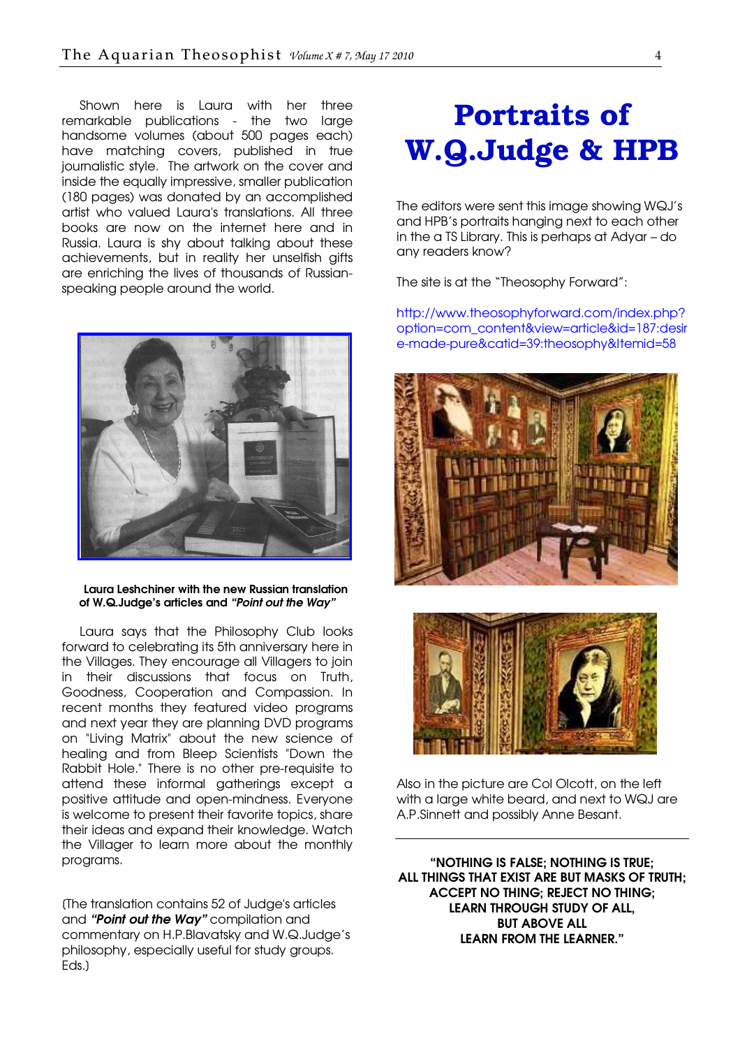Shown here is Laura with her three remarkable publications - the two large handsome volumes (about 500 pages each) have matching covers, published in true journalistic style. The artwork on the cover and inside the equally impressive, smaller publication (180 pages) was donated by an accomplished artist who valued Laura's translations. All three books are now on the internet here and in Russia. Laura is shy about talking about these achievements, but in reality her unselfish gifts are enriching the lives of thousands of Russian-speaking people around the world.

**Laura Leshchiner with the new Russian translation of W.Q.Judge's articles and *"Point out the Way"***

Laura says that the Philosophy Club looks forward to celebrating its 5th anniversary here in the Villages. They encourage all Villagers to join in their discussions that focus on Truth, Goodness, Cooperation and Compassion. In recent months they featured video programs and next year they are planning DVD programs on "Living Matrix" about the new science of healing and from Bleep Scientists "Down the Rabbit Hole." There is no other pre-requisite to attend these informal gatherings except a positive attitude and open-mindness. Everyone is welcome to present their favorite topics, share their ideas and expand their knowledge. Watch the Villager to learn more about the monthly programs.

(The translation contains 52 of Judge's articles and ***"Point out the Way"*** compilation and commentary on H.P.Blavatsky and W.Q.Judge's philosophy, especially useful for study groups. Eds.)

# Portraits of W.Q.Judge & HPB

The editors were sent this image showing WQJ's and HPB's portraits hanging next to each other in the a TS Library. This is perhaps at Adyar – do any readers know?

The site is at the "Theosophy Forward":

http://www.theosophyforward.com/index.php?option=com_content&view=article&id=187:desire-made-pure&catid=39:theosophy&Itemid=58

Also in the picture are Col Olcott, on the left with a large white beard, and next to WQJ are A.P.Sinnett and possibly Anne Besant.

---

**"NOTHING IS FALSE; NOTHING IS TRUE;
ALL THINGS THAT EXIST ARE BUT MASKS OF TRUTH;
ACCEPT NO THING; REJECT NO THING;
LEARN THROUGH STUDY OF ALL,
BUT ABOVE ALL
LEARN FROM THE LEARNER."**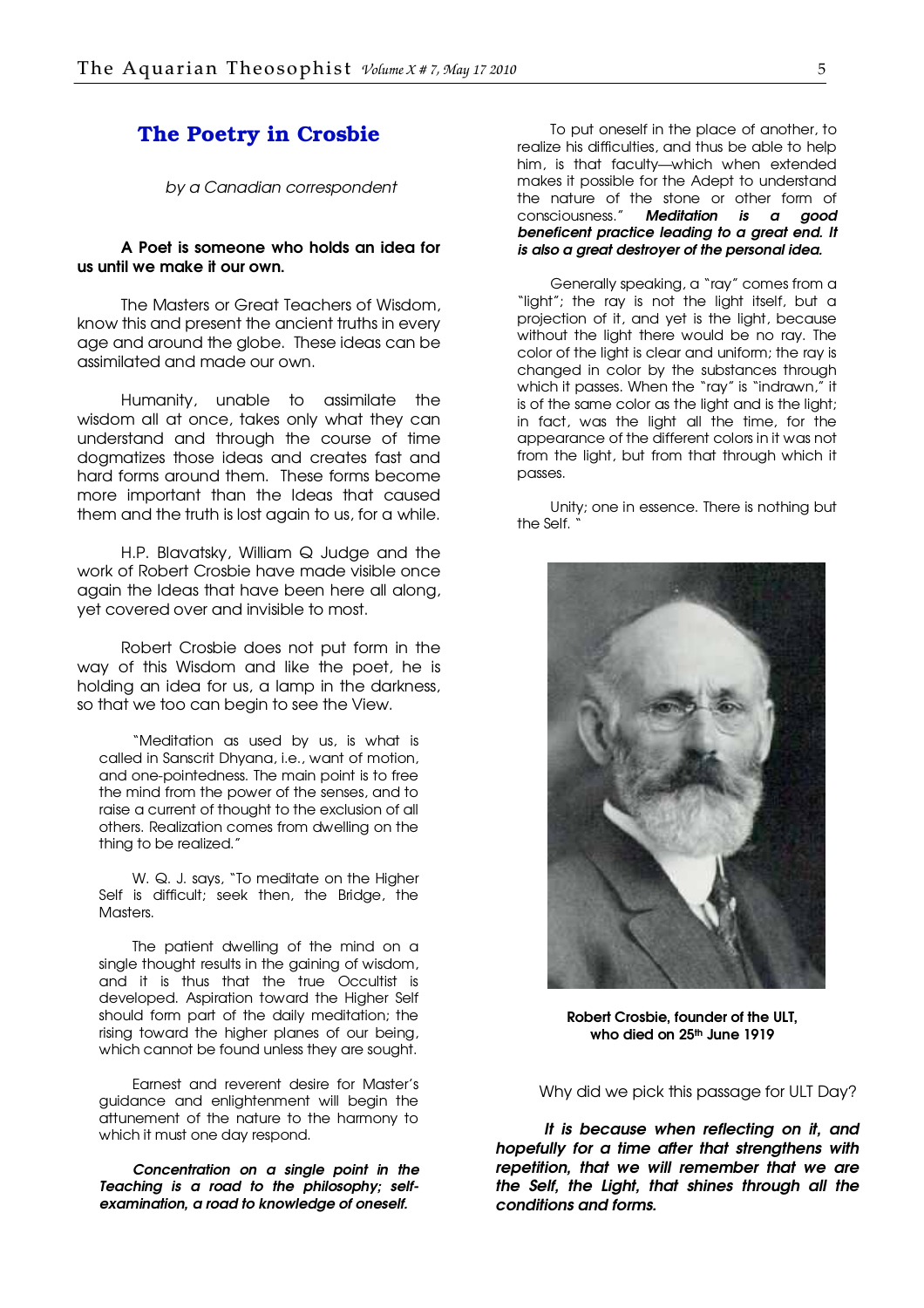## The Poetry in Crosbie

*by a Canadian correspondent*

**A Poet is someone who holds an idea for us until we make it our own.**

The Masters or Great Teachers of Wisdom, know this and present the ancient truths in every age and around the globe. These ideas can be assimilated and made our own.

Humanity, unable to assimilate the wisdom all at once, takes only what they can understand and through the course of time dogmatizes those ideas and creates fast and hard forms around them. These forms become more important than the Ideas that caused them and the truth is lost again to us, for a while.

H.P. Blavatsky, William Q Judge and the work of Robert Crosbie have made visible once again the Ideas that have been here all along, yet covered over and invisible to most.

Robert Crosbie does not put form in the way of this Wisdom and like the poet, he is holding an idea for us, a lamp in the darkness, so that we too can begin to see the View.

> "Meditation as used by us, is what is called in Sanscrit Dhyana, i.e., want of motion, and one-pointedness. The main point is to free the mind from the power of the senses, and to raise a current of thought to the exclusion of all others. Realization comes from dwelling on the thing to be realized."
>
> W. Q. J. says, "To meditate on the Higher Self is difficult; seek then, the Bridge, the Masters.
>
> The patient dwelling of the mind on a single thought results in the gaining of wisdom, and it is thus that the true Occultist is developed. Aspiration toward the Higher Self should form part of the daily meditation; the rising toward the higher planes of our being, which cannot be found unless they are sought.
>
> Earnest and reverent desire for Master's guidance and enlightenment will begin the attunement of the nature to the harmony to which it must one day respond.
>
> ***Concentration on a single point in the Teaching is a road to the philosophy; self-examination, a road to knowledge of oneself.***
>
> To put oneself in the place of another, to realize his difficulties, and thus be able to help him, is that faculty—which when extended makes it possible for the Adept to understand the nature of the stone or other form of consciousness." ***Meditation is a good beneficent practice leading to a great end. It is also a great destroyer of the personal idea.***
>
> Generally speaking, a "ray" comes from a "light"; the ray is not the light itself, but a projection of it, and yet is the light, because without the light there would be no ray. The color of the light is clear and uniform; the ray is changed in color by the substances through which it passes. When the "ray" is "indrawn," it is of the same color as the light and is the light; in fact, was the light all the time, for the appearance of the different colors in it was not from the light, but from that through which it passes.
>
> Unity; one in essence. There is nothing but the Self. "

**Robert Crosbie, founder of the ULT, who died on 25th June 1919**

Why did we pick this passage for ULT Day?

***It is because when reflecting on it, and hopefully for a time after that strengthens with repetition, that we will remember that we are the Self, the Light, that shines through all the conditions and forms.***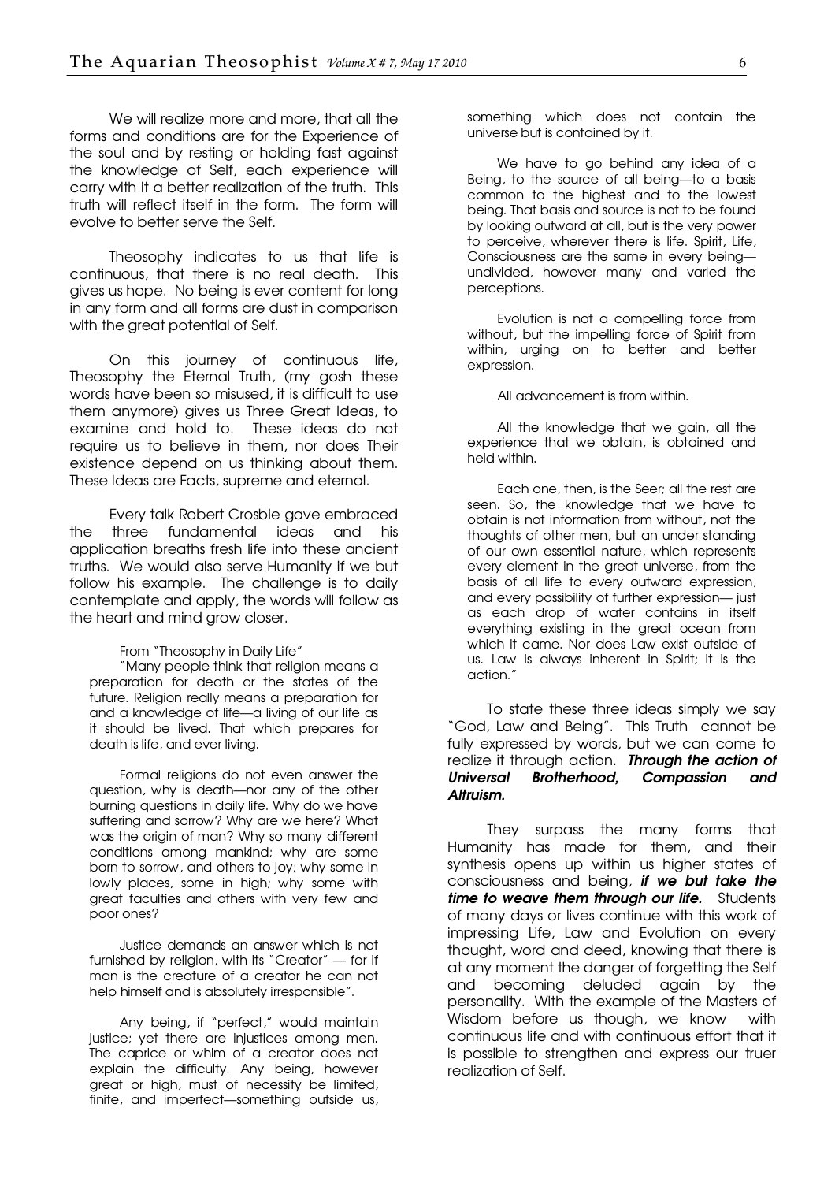We will realize more and more, that all the forms and conditions are for the Experience of the soul and by resting or holding fast against the knowledge of Self, each experience will carry with it a better realization of the truth. This truth will reflect itself in the form. The form will evolve to better serve the Self.

Theosophy indicates to us that life is continuous, that there is no real death. This gives us hope. No being is ever content for long in any form and all forms are dust in comparison with the great potential of Self.

On this journey of continuous life, Theosophy the Eternal Truth, (my gosh these words have been so misused, it is difficult to use them anymore) gives us Three Great Ideas, to examine and hold to. These ideas do not require us to believe in them, nor does Their existence depend on us thinking about them. These Ideas are Facts, supreme and eternal.

Every talk Robert Crosbie gave embraced the three fundamental ideas and his application breaths fresh life into these ancient truths. We would also serve Humanity if we but follow his example. The challenge is to daily contemplate and apply, the words will follow as the heart and mind grow closer.

> From "Theosophy in Daily Life"
> "Many people think that religion means a preparation for death or the states of the future. Religion really means a preparation for and a knowledge of life—a living of our life as it should be lived. That which prepares for death is life, and ever living.
>
> Formal religions do not even answer the question, why is death—nor any of the other burning questions in daily life. Why do we have suffering and sorrow? Why are we here? What was the origin of man? Why so many different conditions among mankind; why are some born to sorrow, and others to joy; why some in lowly places, some in high; why some with great faculties and others with very few and poor ones?
>
> Justice demands an answer which is not furnished by religion, with its "Creator" — for if man is the creature of a creator he can not help himself and is absolutely irresponsible".
>
> Any being, if "perfect," would maintain justice; yet there are injustices among men. The caprice or whim of a creator does not explain the difficulty. Any being, however great or high, must of necessity be limited, finite, and imperfect—something outside us, something which does not contain the universe but is contained by it.
>
> We have to go behind any idea of a Being, to the source of all being—to a basis common to the highest and to the lowest being. That basis and source is not to be found by looking outward at all, but is the very power to perceive, wherever there is life. Spirit, Life, Consciousness are the same in every being—undivided, however many and varied the perceptions.
>
> Evolution is not a compelling force from without, but the impelling force of Spirit from within, urging on to better and better expression.
>
> All advancement is from within.
>
> All the knowledge that we gain, all the experience that we obtain, is obtained and held within.
>
> Each one, then, is the Seer; all the rest are seen. So, the knowledge that we have to obtain is not information from without, not the thoughts of other men, but an under standing of our own essential nature, which represents every element in the great universe, from the basis of all life to every outward expression, and every possibility of further expression— just as each drop of water contains in itself everything existing in the great ocean from which it came. Nor does Law exist outside of us. Law is always inherent in Spirit; it is the action."

To state these three ideas simply we say "God, Law and Being". This Truth cannot be fully expressed by words, but we can come to realize it through action. ***Through the action of Universal Brotherhood, Compassion and Altruism.***

They surpass the many forms that Humanity has made for them, and their synthesis opens up within us higher states of consciousness and being, ***if we but take the time to weave them through our life.*** Students of many days or lives continue with this work of impressing Life, Law and Evolution on every thought, word and deed, knowing that there is at any moment the danger of forgetting the Self and becoming deluded again by the personality. With the example of the Masters of Wisdom before us though, we know with continuous life and with continuous effort that it is possible to strengthen and express our truer realization of Self.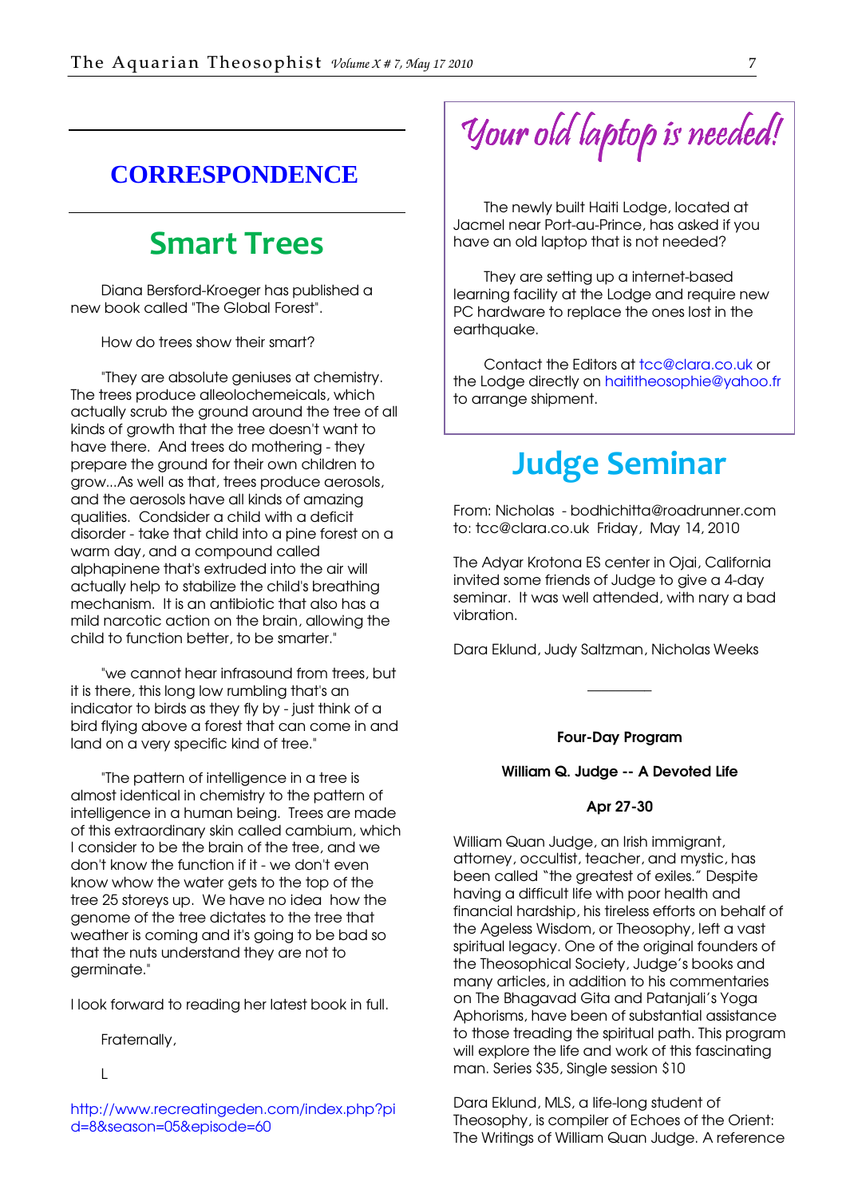## CORRESPONDENCE

# Smart Trees

Diana Bersford-Kroeger has published a new book called "The Global Forest".

How do trees show their smart?

"They are absolute geniuses at chemistry. The trees produce alleolochemeicals, which actually scrub the ground around the tree of all kinds of growth that the tree doesn't want to have there. And trees do mothering - they prepare the ground for their own children to grow...As well as that, trees produce aerosols, and the aerosols have all kinds of amazing qualities. Condsider a child with a deficit disorder - take that child into a pine forest on a warm day, and a compound called alphapinene that's extruded into the air will actually help to stabilize the child's breathing mechanism. It is an antibiotic that also has a mild narcotic action on the brain, allowing the child to function better, to be smarter."

"we cannot hear infrasound from trees, but it is there, this long low rumbling that's an indicator to birds as they fly by - just think of a bird flying above a forest that can come in and land on a very specific kind of tree."

"The pattern of intelligence in a tree is almost identical in chemistry to the pattern of intelligence in a human being. Trees are made of this extraordinary skin called cambium, which I consider to be the brain of the tree, and we don't know the function if it - we don't even know whow the water gets to the top of the tree 25 storeys up. We have no idea how the genome of the tree dictates to the tree that weather is coming and it's going to be bad so that the nuts understand they are not to germinate."

I look forward to reading her latest book in full.

Fraternally,

L

http://www.recreatingeden.com/index.php?pid=8&season=05&episode=60

# *Your old laptop is needed!*

The newly built Haiti Lodge, located at Jacmel near Port-au-Prince, has asked if you have an old laptop that is not needed?

They are setting up a internet-based learning facility at the Lodge and require new PC hardware to replace the ones lost in the earthquake.

Contact the Editors at tcc@clara.co.uk or the Lodge directly on haititheosophie@yahoo.fr to arrange shipment.

# Judge Seminar

From: Nicholas - bodhichitta@roadrunner.com
to: tcc@clara.co.uk Friday, May 14, 2010

The Adyar Krotona ES center in Ojai, California invited some friends of Judge to give a 4-day seminar. It was well attended, with nary a bad vibration.

Dara Eklund, Judy Saltzman, Nicholas Weeks

---

**Four-Day Program**

**William Q. Judge -- A Devoted Life**

**Apr 27-30**

William Quan Judge, an Irish immigrant, attorney, occultist, teacher, and mystic, has been called "the greatest of exiles." Despite having a difficult life with poor health and financial hardship, his tireless efforts on behalf of the Ageless Wisdom, or Theosophy, left a vast spiritual legacy. One of the original founders of the Theosophical Society, Judge's books and many articles, in addition to his commentaries on The Bhagavad Gita and Patanjali's Yoga Aphorisms, have been of substantial assistance to those treading the spiritual path. This program will explore the life and work of this fascinating man. Series $35, Single session $10

Dara Eklund, MLS, a life-long student of Theosophy, is compiler of Echoes of the Orient: The Writings of William Quan Judge. A reference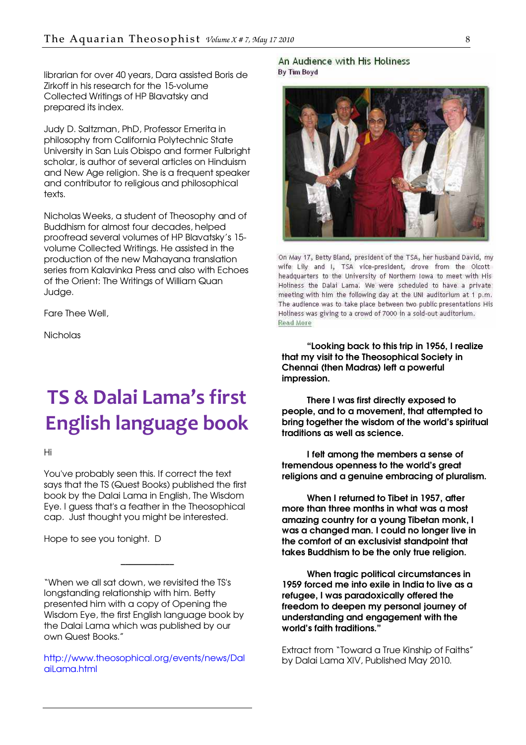librarian for over 40 years, Dara assisted Boris de Zirkoff in his research for the 15-volume Collected Writings of HP Blavatsky and prepared its index.

Judy D. Saltzman, PhD, Professor Emerita in philosophy from California Polytechnic State University in San Luis Obispo and former Fulbright scholar, is author of several articles on Hinduism and New Age religion. She is a frequent speaker and contributor to religious and philosophical texts.

Nicholas Weeks, a student of Theosophy and of Buddhism for almost four decades, helped proofread several volumes of HP Blavatsky's 15-volume Collected Writings. He assisted in the production of the new Mahayana translation series from Kalavinka Press and also with Echoes of the Orient: The Writings of William Quan Judge.

Fare Thee Well,

Nicholas

# TS & Dalai Lama's first English language book

Hi

You've probably seen this. If correct the text says that the TS (Quest Books) published the first book by the Dalai Lama in English, The Wisdom Eye. I guess that's a feather in the Theosophical cap. Just thought you might be interested.

Hope to see you tonight. D

---

"When we all sat down, we revisited the TS's longstanding relationship with him. Betty presented him with a copy of Opening the Wisdom Eye, the first English language book by the Dalai Lama which was published by our own Quest Books."

http://www.theosophical.org/events/news/DalaiLama.html

---

### An Audience with His Holiness

**By Tim Boyd**

On May 17, Betty Bland, president of the TSA, her husband David, my wife Lily and I, TSA vice-president, drove from the Olcott headquarters to the University of Northern Iowa to meet with His Holiness the Dalai Lama. We were scheduled to have a private meeting with him the following day at the UNI auditorium at 1 p.m. The audience was to take place between two public presentations His Holiness was giving to a crowd of 7000 in a sold-out auditorium.
Read More

**"Looking back to this trip in 1956, I realize that my visit to the Theosophical Society in Chennai (then Madras) left a powerful impression.**

**There I was first directly exposed to people, and to a movement, that attempted to bring together the wisdom of the world's spiritual traditions as well as science.**

**I felt among the members a sense of tremendous openness to the world's great religions and a genuine embracing of pluralism.**

**When I returned to Tibet in 1957, after more than three months in what was a most amazing country for a young Tibetan monk, I was a changed man. I could no longer live in the comfort of an exclusivist standpoint that takes Buddhism to be the only true religion.**

**When tragic political circumstances in 1959 forced me into exile in India to live as a refugee, I was paradoxically offered the freedom to deepen my personal journey of understanding and engagement with the world's faith traditions."**

Extract from "Toward a True Kinship of Faiths" by Dalai Lama XIV, Published May 2010.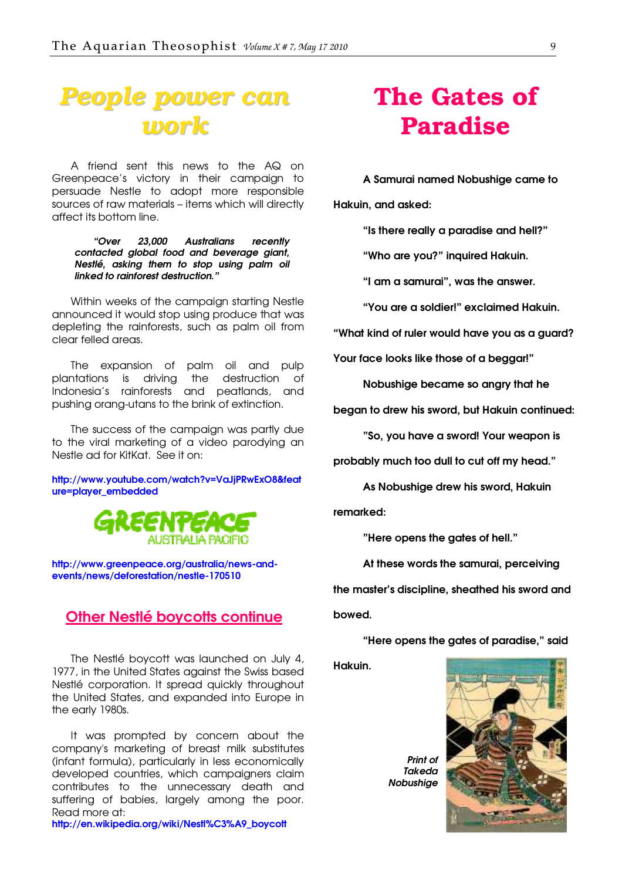# People power can work

A friend sent this news to the AQ on Greenpeace's victory in their campaign to persuade Nestle to adopt more responsible sources of raw materials – items which will directly affect its bottom line.

> ***"Over 23,000 Australians recently contacted global food and beverage giant, Nestlé, asking them to stop using palm oil linked to rainforest destruction."***

Within weeks of the campaign starting Nestle announced it would stop using produce that was depleting the rainforests, such as palm oil from clear felled areas.

The expansion of palm oil and pulp plantations is driving the destruction of Indonesia's rainforests and peatlands, and pushing orang-utans to the brink of extinction.

The success of the campaign was partly due to the viral marketing of a video parodying an Nestle ad for KitKat. See it on:

http://www.youtube.com/watch?v=VaJjPRwExO8&feature=player_embedded

GREENPEACE AUSTRALIA PACIFIC

http://www.greenpeace.org/australia/news-and-events/news/deforestation/nestle-170510

## Other Nestlé boycotts continue

The Nestlé boycott was launched on July 4, 1977, in the United States against the Swiss based Nestlé corporation. It spread quickly throughout the United States, and expanded into Europe in the early 1980s.

It was prompted by concern about the company's marketing of breast milk substitutes (infant formula), particularly in less economically developed countries, which campaigners claim contributes to the unnecessary death and suffering of babies, largely among the poor. Read more at:
http://en.wikipedia.org/wiki/Nestl%C3%A9_boycott

# The Gates of Paradise

**A Samurai named Nobushige came to Hakuin, and asked:**

**"Is there really a paradise and hell?"**

**"Who are you?" inquired Hakuin.**

**"I am a samurai", was the answer.**

**"You are a soldier!" exclaimed Hakuin. "What kind of ruler would have you as a guard? Your face looks like those of a beggar!"**

**Nobushige became so angry that he began to drew his sword, but Hakuin continued:**

**"So, you have a sword! Your weapon is probably much too dull to cut off my head."**

**As Nobushige drew his sword, Hakuin remarked:**

**"Here opens the gates of hell."**

**At these words the samurai, perceiving the master's discipline, sheathed his sword and bowed.**

**"Here opens the gates of paradise," said Hakuin.**

***Print of Takeda Nobushige***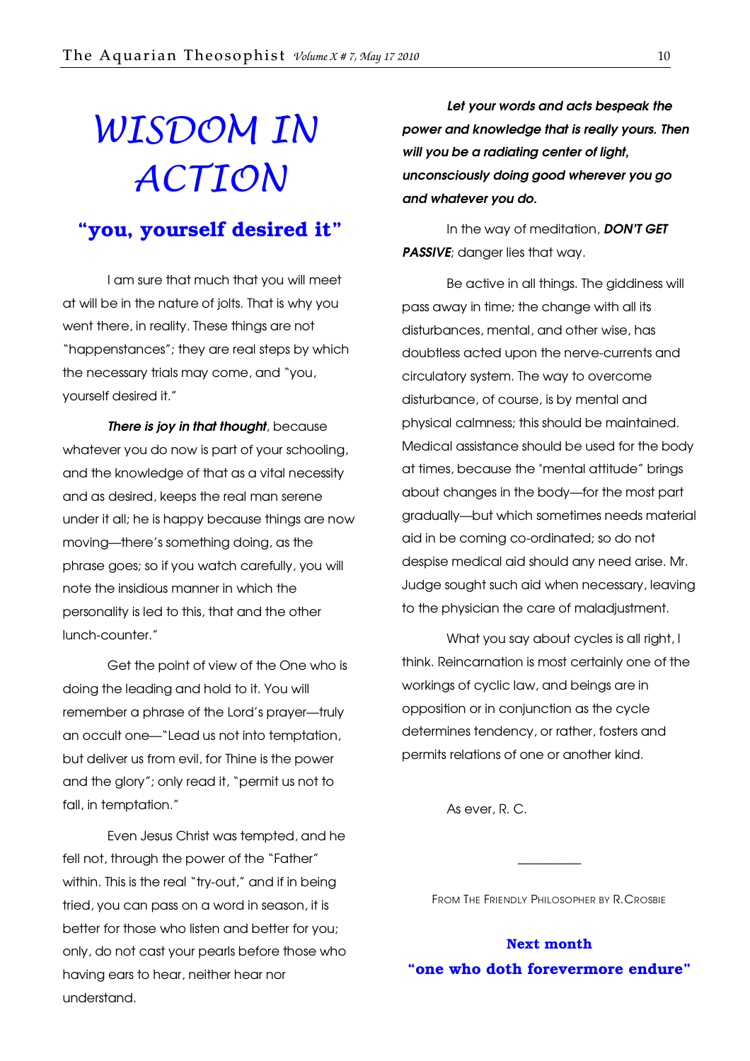# WISDOM IN ACTION

## "you, yourself desired it"

I am sure that much that you will meet at will be in the nature of jolts. That is why you went there, in reality. These things are not "happenstances"; they are real steps by which the necessary trials may come, and "you, yourself desired it."

***There is joy in that thought***, because whatever you do now is part of your schooling, and the knowledge of that as a vital necessity and as desired, keeps the real man serene under it all; he is happy because things are now moving—there's something doing, as the phrase goes; so if you watch carefully, you will note the insidious manner in which the personality is led to this, that and the other lunch-counter."

Get the point of view of the One who is doing the leading and hold to it. You will remember a phrase of the Lord's prayer—truly an occult one—"Lead us not into temptation, but deliver us from evil, for Thine is the power and the glory"; only read it, "permit us not to fall, in temptation."

Even Jesus Christ was tempted, and he fell not, through the power of the "Father" within. This is the real "try-out," and if in being tried, you can pass on a word in season, it is better for those who listen and better for you; only, do not cast your pearls before those who having ears to hear, neither hear nor understand.

***Let your words and acts bespeak the power and knowledge that is really yours. Then will you be a radiating center of light, unconsciously doing good wherever you go and whatever you do.***

In the way of meditation, ***DON'T GET PASSIVE***; danger lies that way.

Be active in all things. The giddiness will pass away in time; the change with all its disturbances, mental, and other wise, has doubtless acted upon the nerve-currents and circulatory system. The way to overcome disturbance, of course, is by mental and physical calmness; this should be maintained. Medical assistance should be used for the body at times, because the "mental attitude" brings about changes in the body—for the most part gradually—but which sometimes needs material aid in be coming co-ordinated; so do not despise medical aid should any need arise. Mr. Judge sought such aid when necessary, leaving to the physician the care of maladjustment.

What you say about cycles is all right, I think. Reincarnation is most certainly one of the workings of cyclic law, and beings are in opposition or in conjunction as the cycle determines tendency, or rather, fosters and permits relations of one or another kind.

As ever, R. C.

---

From The Friendly Philosopher by R.Crosbie

**Next month**
**"one who doth forevermore endure"**